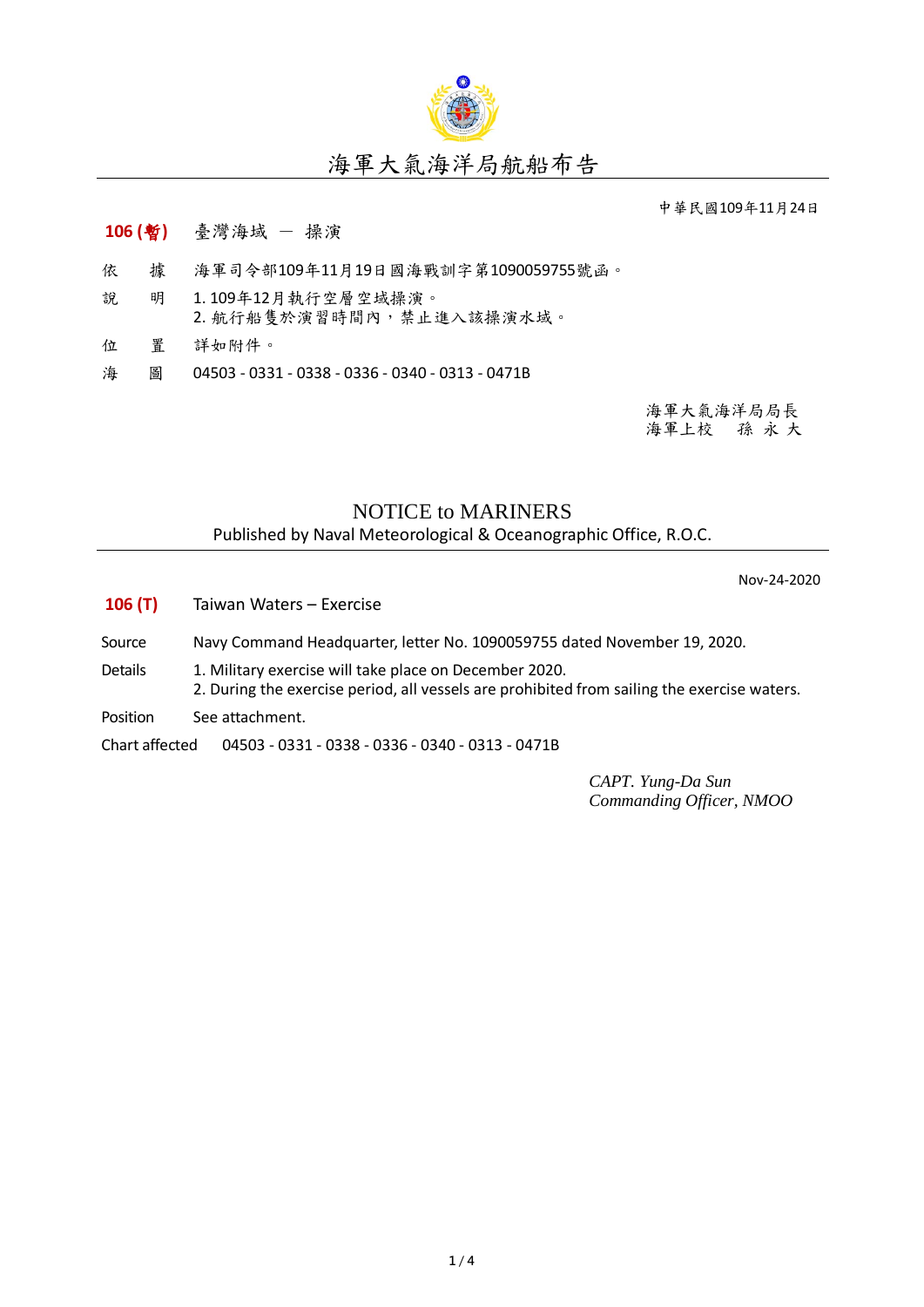# 海軍大氣海洋局航船布告

中華民國109年11月24日

**106 (暫)**　臺灣海域 － 操演

依　據　海軍司令部109年11月19日國海戰訓字第1090059755號函。

說　明　1. 109年12月執行空層空域操演。
　　　　2. 航行船隻於演習時間內，禁止進入該操演水域。

位　置　詳如附件。

海　圖　04503 - 0331 - 0338 - 0336 - 0340 - 0313 - 0471B

海軍大氣海洋局局長
海軍上校　孫 永 大

# NOTICE to MARINERS

Published by Naval Meteorological & Oceanographic Office, R.O.C.

Nov-24-2020

**106 (T)**　Taiwan Waters – Exercise

Source　Navy Command Headquarter, letter No. 1090059755 dated November 19, 2020.

Details　1. Military exercise will take place on December 2020.
　　　　2. During the exercise period, all vessels are prohibited from sailing the exercise waters.

Position　See attachment.

Chart affected　04503 - 0331 - 0338 - 0336 - 0340 - 0313 - 0471B

*CAPT. Yung-Da Sun*
*Commanding Officer, NMOO*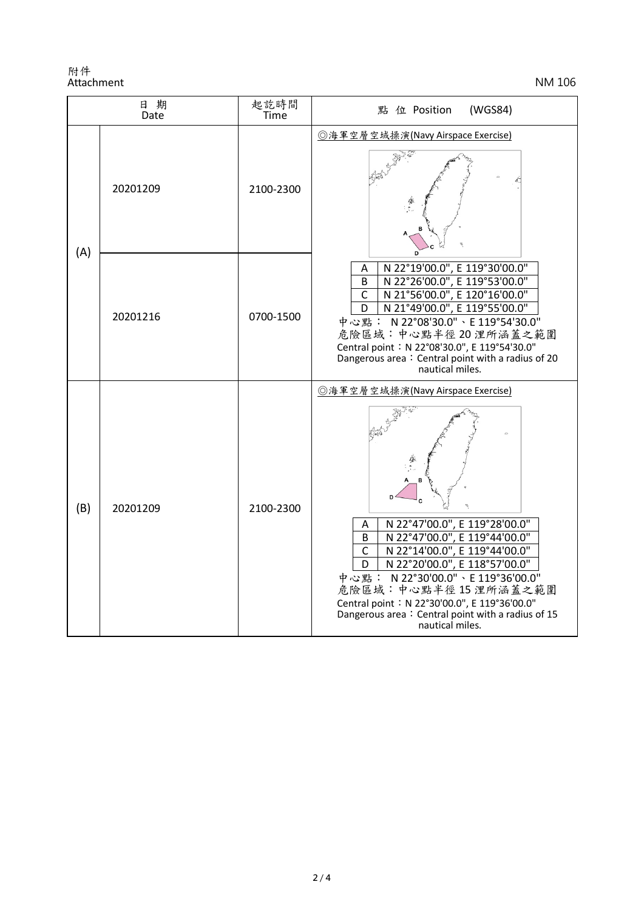附件
Attachment

NM 106

| 日 期 Date | | 起訖時間 Time | 點 位 Position (WGS84) |
|---|---|---|---|
| (A) | 20201209 | 2100-2300 | ◎海軍空層空域操演(Navy Airspace Exercise)<br>A N 22°19'00.0", E 119°30'00.0"<br>B N 22°26'00.0", E 119°53'00.0"<br>C N 21°56'00.0", E 120°16'00.0"<br>D N 21°49'00.0", E 119°55'00.0"<br>中心點： N 22°08'30.0"、E 119°54'30.0"<br>危險區域：中心點半徑 20 浬所涵蓋之範圍<br>Central point：N 22°08'30.0", E 119°54'30.0"<br>Dangerous area：Central point with a radius of 20 nautical miles. |
| | 20201216 | 0700-1500 | |
| (B) | 20201209 | 2100-2300 | ◎海軍空層空域操演(Navy Airspace Exercise)<br>A N 22°47'00.0", E 119°28'00.0"<br>B N 22°47'00.0", E 119°44'00.0"<br>C N 22°14'00.0", E 119°44'00.0"<br>D N 22°20'00.0", E 118°57'00.0"<br>中心點： N 22°30'00.0"、E 119°36'00.0"<br>危險區域：中心點半徑 15 浬所涵蓋之範圍<br>Central point：N 22°30'00.0", E 119°36'00.0"<br>Dangerous area：Central point with a radius of 15 nautical miles. |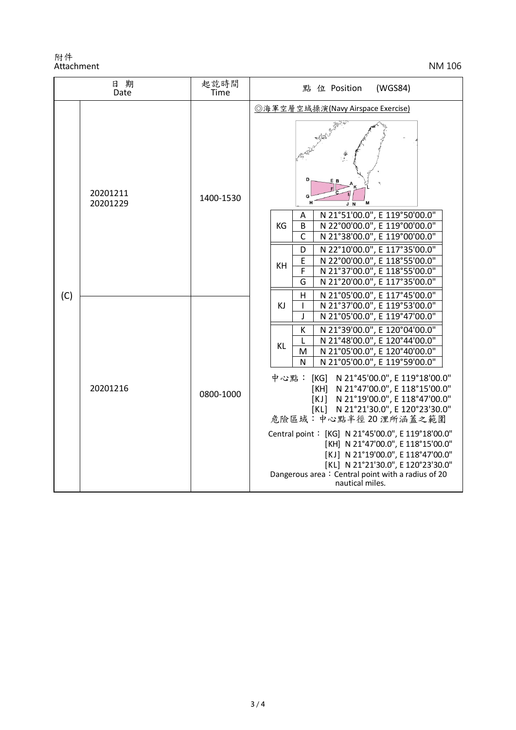附件
Attachment

NM 106

| 日期 Date | | 起訖時間 Time | 點位 Position (WGS84) |
|---|---|---|---|
| (C) | 20201211<br>20201229 | 1400-1530 | ◎海軍空層空域操演(Navy Airspace Exercise) |
| | 20201216 | 0800-1000 | |

| | | |
|---|---|---|
| KG | A | N 21°51'00.0", E 119°50'00.0" |
| | B | N 22°00'00.0", E 119°00'00.0" |
| | C | N 21°38'00.0", E 119°00'00.0" |
| KH | D | N 22°10'00.0", E 117°35'00.0" |
| | E | N 22°00'00.0", E 118°55'00.0" |
| | F | N 21°37'00.0", E 118°55'00.0" |
| | G | N 21°20'00.0", E 117°35'00.0" |
| KJ | H | N 21°05'00.0", E 117°45'00.0" |
| | I | N 21°37'00.0", E 119°53'00.0" |
| | J | N 21°05'00.0", E 119°47'00.0" |
| KL | K | N 21°39'00.0", E 120°04'00.0" |
| | L | N 21°48'00.0", E 120°44'00.0" |
| | M | N 21°05'00.0", E 120°40'00.0" |
| | N | N 21°05'00.0", E 119°59'00.0" |

中心點：[KG] N 21°45'00.0", E 119°18'00.0"
[KH] N 21°47'00.0", E 118°15'00.0"
[KJ] N 21°19'00.0", E 118°47'00.0"
[KL] N 21°21'30.0", E 120°23'30.0"
危險區域：中心點半徑 20 浬所涵蓋之範圍

Central point：[KG] N 21°45'00.0", E 119°18'00.0"
[KH] N 21°47'00.0", E 118°15'00.0"
[KJ] N 21°19'00.0", E 118°47'00.0"
[KL] N 21°21'30.0", E 120°23'30.0"
Dangerous area：Central point with a radius of 20 nautical miles.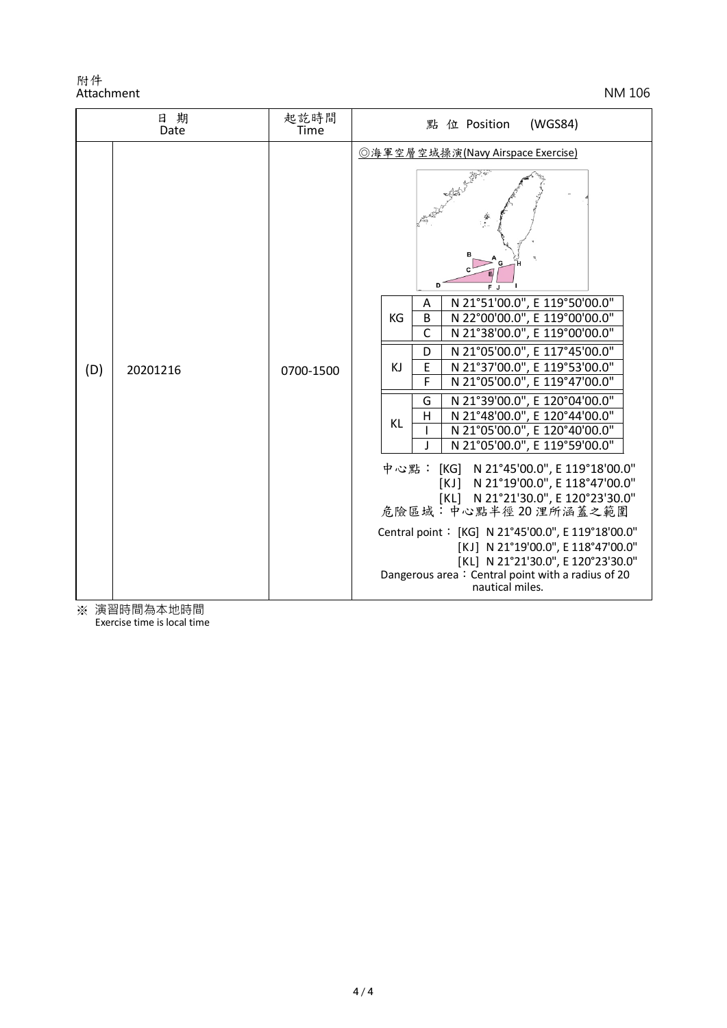附件
Attachment

NM 106

| 日 期 Date | | 起訖時間 Time | 點 位 Position (WGS84) |
|---|---|---|---|
| (D) | 20201216 | 0700-1500 | ◎海軍空層空域操演(Navy Airspace Exercise) |

B A G H C E D F J I

| | | |
|---|---|---|
| KG | A | N 21°51'00.0", E 119°50'00.0" |
| | B | N 22°00'00.0", E 119°00'00.0" |
| | C | N 21°38'00.0", E 119°00'00.0" |
| KJ | D | N 21°05'00.0", E 117°45'00.0" |
| | E | N 21°37'00.0", E 119°53'00.0" |
| | F | N 21°05'00.0", E 119°47'00.0" |
| KL | G | N 21°39'00.0", E 120°04'00.0" |
| | H | N 21°48'00.0", E 120°44'00.0" |
| | I | N 21°05'00.0", E 120°40'00.0" |
| | J | N 21°05'00.0", E 119°59'00.0" |

中心點： [KG] N 21°45'00.0", E 119°18'00.0"
[KJ] N 21°19'00.0", E 118°47'00.0"
[KL] N 21°21'30.0", E 120°23'30.0"
危險區域：中心點半徑 20 浬所涵蓋之範圍

Central point： [KG] N 21°45'00.0", E 119°18'00.0"
[KJ] N 21°19'00.0", E 118°47'00.0"
[KL] N 21°21'30.0", E 120°23'30.0"
Dangerous area：Central point with a radius of 20 nautical miles.

※ 演習時間為本地時間
Exercise time is local time